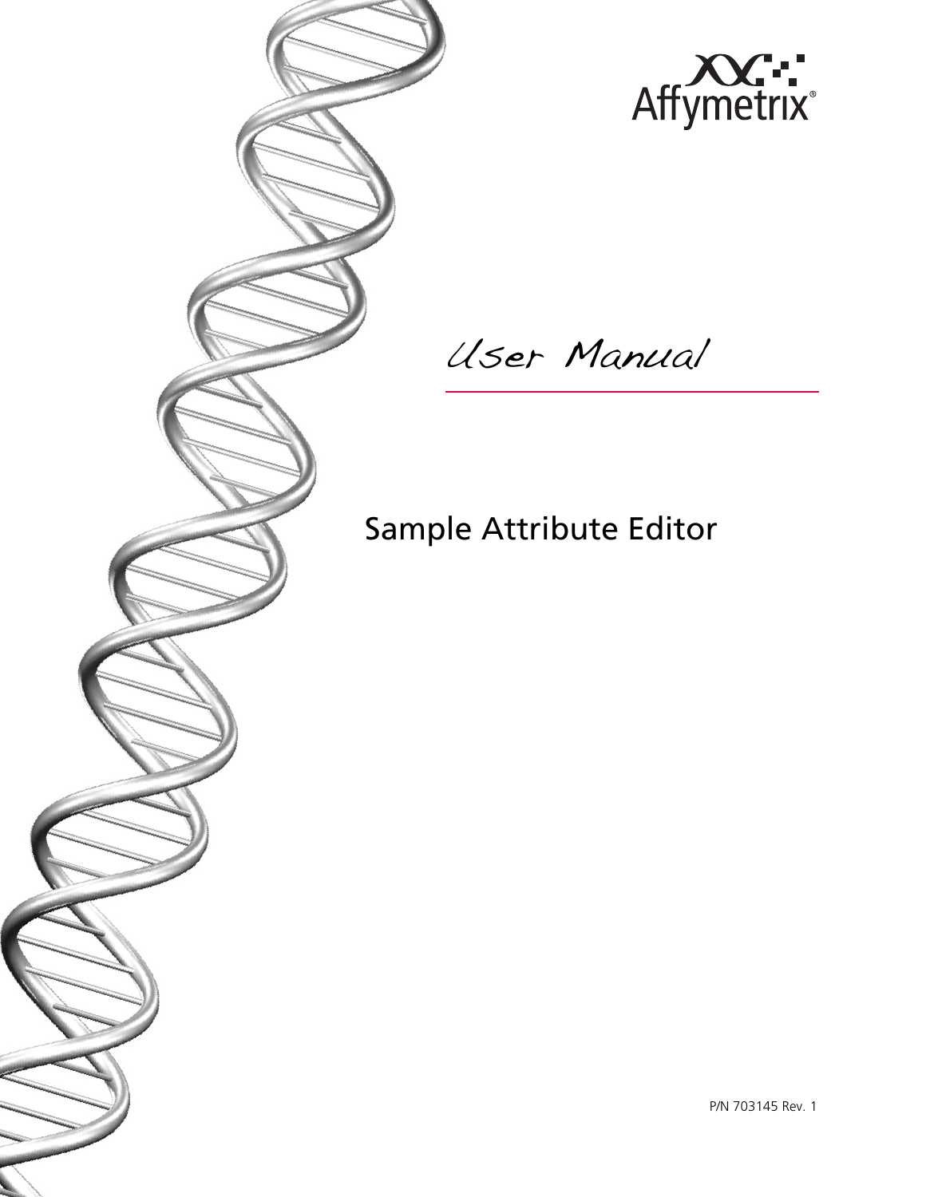Affymetrix®

*User Manual*

# Sample Attribute Editor

P/N 703145 Rev. 1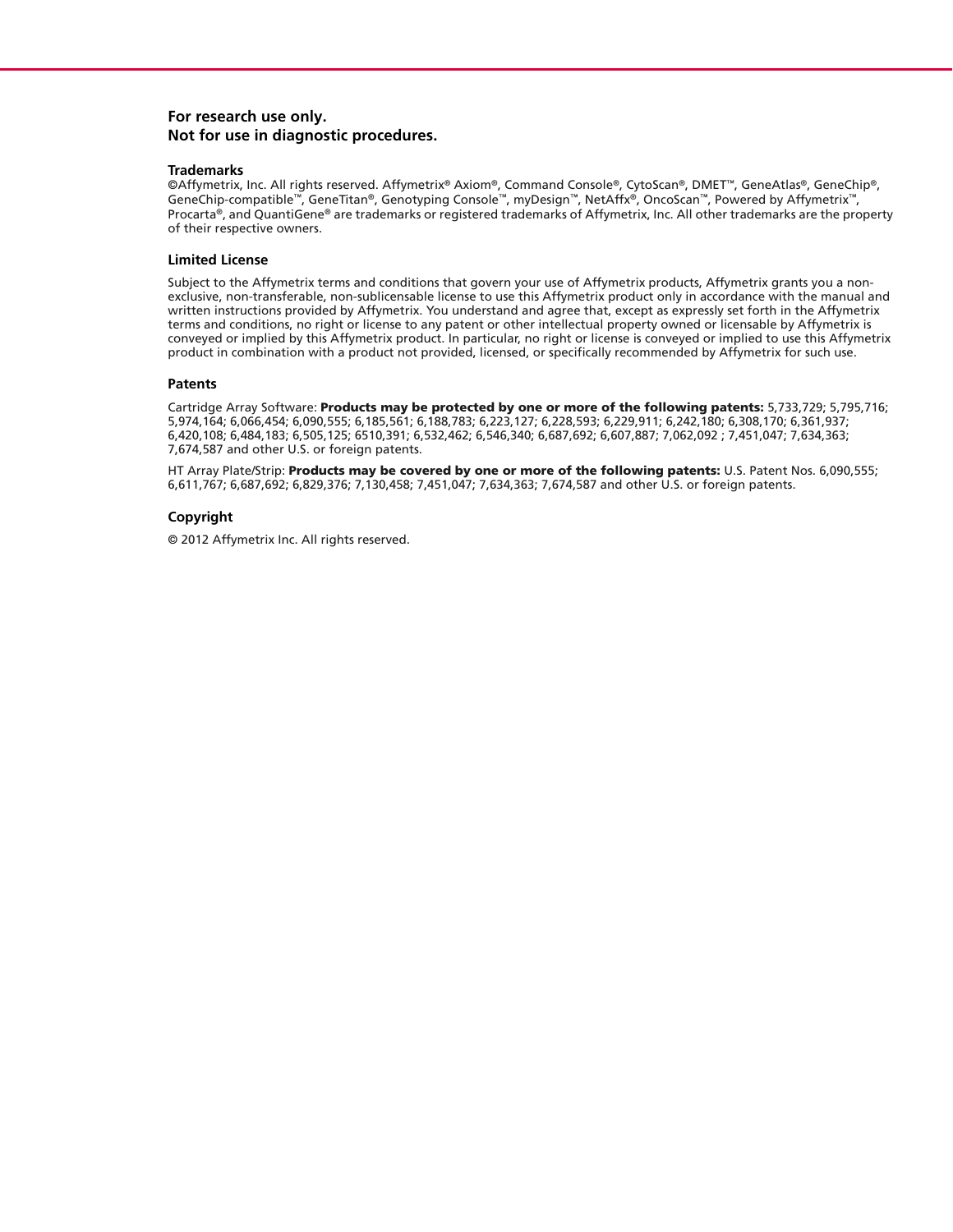**For research use only.**
**Not for use in diagnostic procedures.**

### Trademarks

©Affymetrix, Inc. All rights reserved. Affymetrix® Axiom®, Command Console®, CytoScan®, DMET™, GeneAtlas®, GeneChip®, GeneChip-compatible™, GeneTitan®, Genotyping Console™, myDesign™, NetAffx®, OncoScan™, Powered by Affymetrix™, Procarta®, and QuantiGene® are trademarks or registered trademarks of Affymetrix, Inc. All other trademarks are the property of their respective owners.

### Limited License

Subject to the Affymetrix terms and conditions that govern your use of Affymetrix products, Affymetrix grants you a non-exclusive, non-transferable, non-sublicensable license to use this Affymetrix product only in accordance with the manual and written instructions provided by Affymetrix. You understand and agree that, except as expressly set forth in the Affymetrix terms and conditions, no right or license to any patent or other intellectual property owned or licensable by Affymetrix is conveyed or implied by this Affymetrix product. In particular, no right or license is conveyed or implied to use this Affymetrix product in combination with a product not provided, licensed, or specifically recommended by Affymetrix for such use.

### Patents

Cartridge Array Software: **Products may be protected by one or more of the following patents:** 5,733,729; 5,795,716; 5,974,164; 6,066,454; 6,090,555; 6,185,561; 6,188,783; 6,223,127; 6,228,593; 6,229,911; 6,242,180; 6,308,170; 6,361,937; 6,420,108; 6,484,183; 6,505,125; 6510,391; 6,532,462; 6,546,340; 6,687,692; 6,607,887; 7,062,092 ; 7,451,047; 7,634,363; 7,674,587 and other U.S. or foreign patents.

HT Array Plate/Strip: **Products may be covered by one or more of the following patents:** U.S. Patent Nos. 6,090,555; 6,611,767; 6,687,692; 6,829,376; 7,130,458; 7,451,047; 7,634,363; 7,674,587 and other U.S. or foreign patents.

### Copyright

© 2012 Affymetrix Inc. All rights reserved.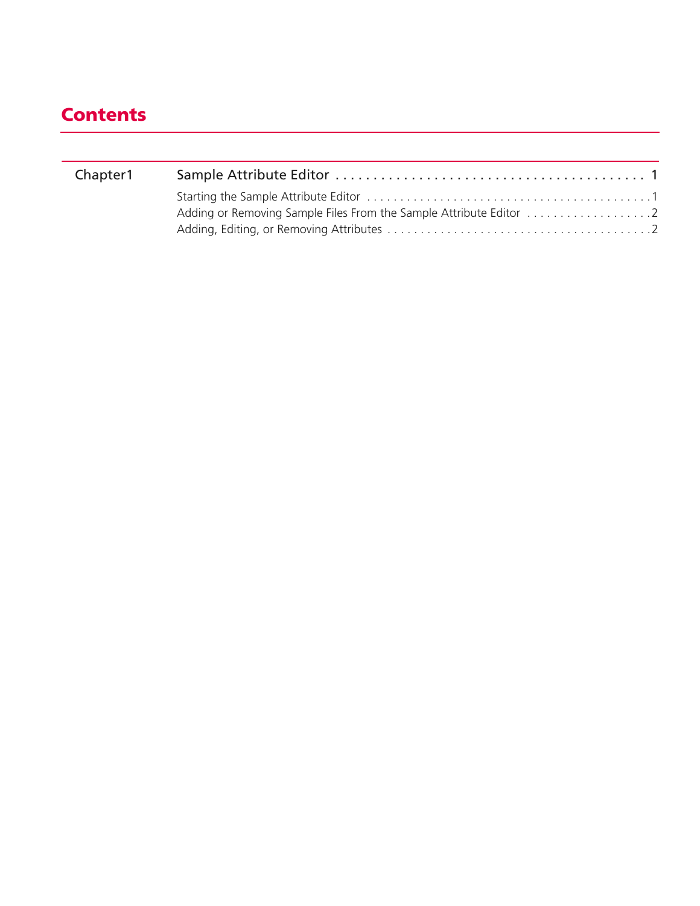# Contents

| | | |
|---|---|---|
| Chapter1 | **Sample Attribute Editor** | **1** |
| | Starting the Sample Attribute Editor | 1 |
| | Adding or Removing Sample Files From the Sample Attribute Editor | 2 |
| | Adding, Editing, or Removing Attributes | 2 |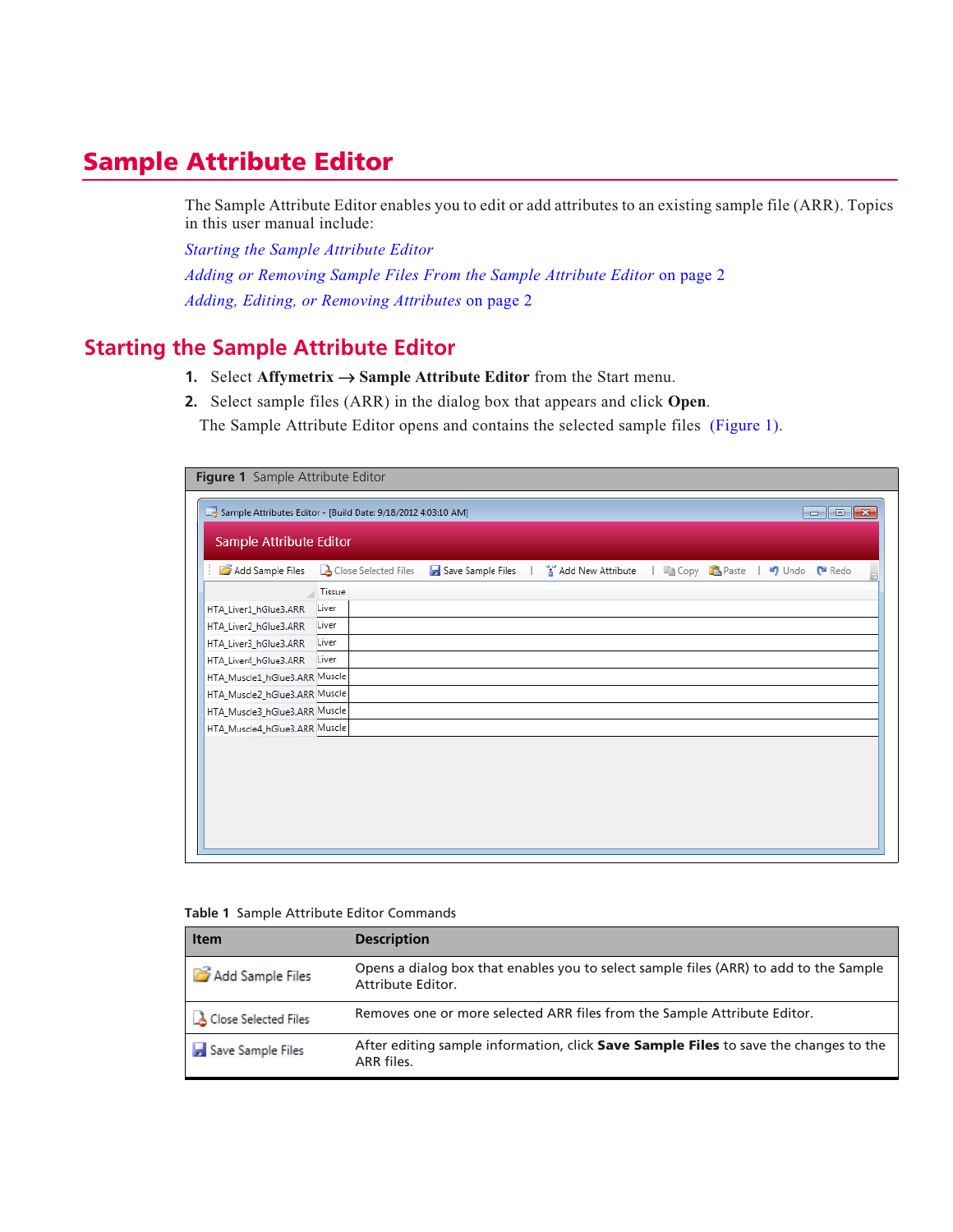# Sample Attribute Editor

The Sample Attribute Editor enables you to edit or add attributes to an existing sample file (ARR). Topics in this user manual include:

*Starting the Sample Attribute Editor*

*Adding or Removing Sample Files From the Sample Attribute Editor* on page 2

*Adding, Editing, or Removing Attributes* on page 2

## Starting the Sample Attribute Editor

1. Select **Affymetrix** → **Sample Attribute Editor** from the Start menu.
2. Select sample files (ARR) in the dialog box that appears and click **Open**.

   The Sample Attribute Editor opens and contains the selected sample files (Figure 1).

**Figure 1** Sample Attribute Editor

**Table 1** Sample Attribute Editor Commands

| Item | Description |
|---|---|
| Add Sample Files | Opens a dialog box that enables you to select sample files (ARR) to add to the Sample Attribute Editor. |
| Close Selected Files | Removes one or more selected ARR files from the Sample Attribute Editor. |
| Save Sample Files | After editing sample information, click **Save Sample Files** to save the changes to the ARR files. |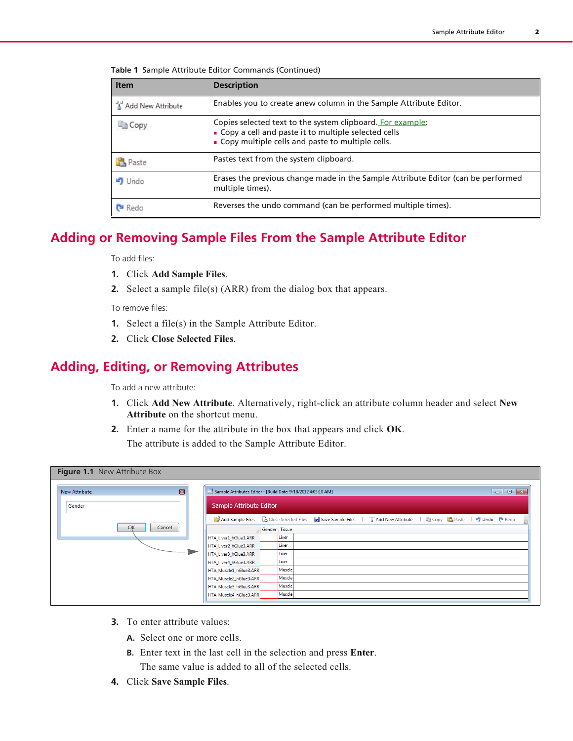**Table 1** Sample Attribute Editor Commands (Continued)

| Item | Description |
| --- | --- |
| Add New Attribute | Enables you to create anew column in the Sample Attribute Editor. |
| Copy | Copies selected text to the system clipboard. For example:<br>▪ Copy a cell and paste it to multiple selected cells<br>▪ Copy multiple cells and paste to multiple cells. |
| Paste | Pastes text from the system clipboard. |
| Undo | Erases the previous change made in the Sample Attribute Editor (can be performed multiple times). |
| Redo | Reverses the undo command (can be performed multiple times). |

## Adding or Removing Sample Files From the Sample Attribute Editor

To add files:

1. Click **Add Sample Files**.
2. Select a sample file(s) (ARR) from the dialog box that appears.

To remove files:

1. Select a file(s) in the Sample Attribute Editor.
2. Click **Close Selected Files**.

## Adding, Editing, or Removing Attributes

To add a new attribute:

1. Click **Add New Attribute**. Alternatively, right-click an attribute column header and select **New Attribute** on the shortcut menu.
2. Enter a name for the attribute in the box that appears and click **OK**.

   The attribute is added to the Sample Attribute Editor.

**Figure 1.1** New Attribute Box

3. To enter attribute values:
   A. Select one or more cells.
   B. Enter text in the last cell in the selection and press **Enter**.

      The same value is added to all of the selected cells.
4. Click **Save Sample Files**.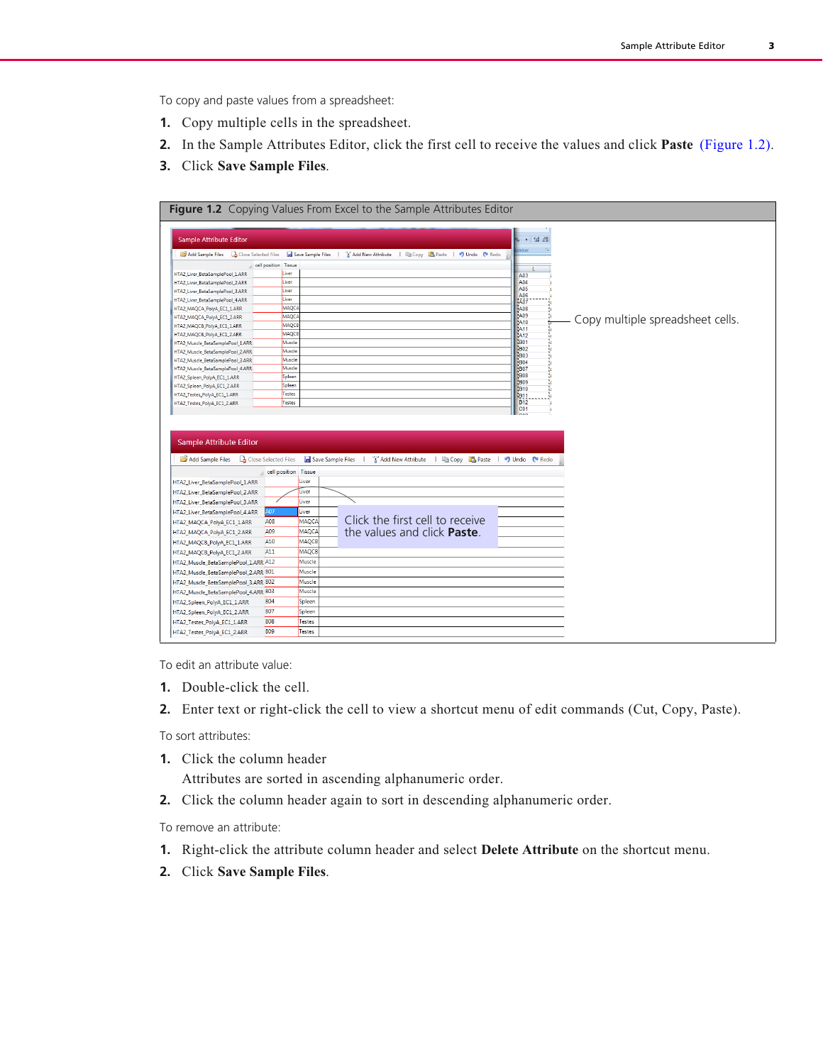To copy and paste values from a spreadsheet:

1. Copy multiple cells in the spreadsheet.
2. In the Sample Attributes Editor, click the first cell to receive the values and click **Paste** (Figure 1.2).
3. Click **Save Sample Files**.

**Figure 1.2** Copying Values From Excel to the Sample Attributes Editor

Copy multiple spreadsheet cells.

Click the first cell to receive the values and click **Paste**.

To edit an attribute value:

1. Double-click the cell.
2. Enter text or right-click the cell to view a shortcut menu of edit commands (Cut, Copy, Paste).

To sort attributes:

1. Click the column header
   Attributes are sorted in ascending alphanumeric order.
2. Click the column header again to sort in descending alphanumeric order.

To remove an attribute:

1. Right-click the attribute column header and select **Delete Attribute** on the shortcut menu.
2. Click **Save Sample Files**.